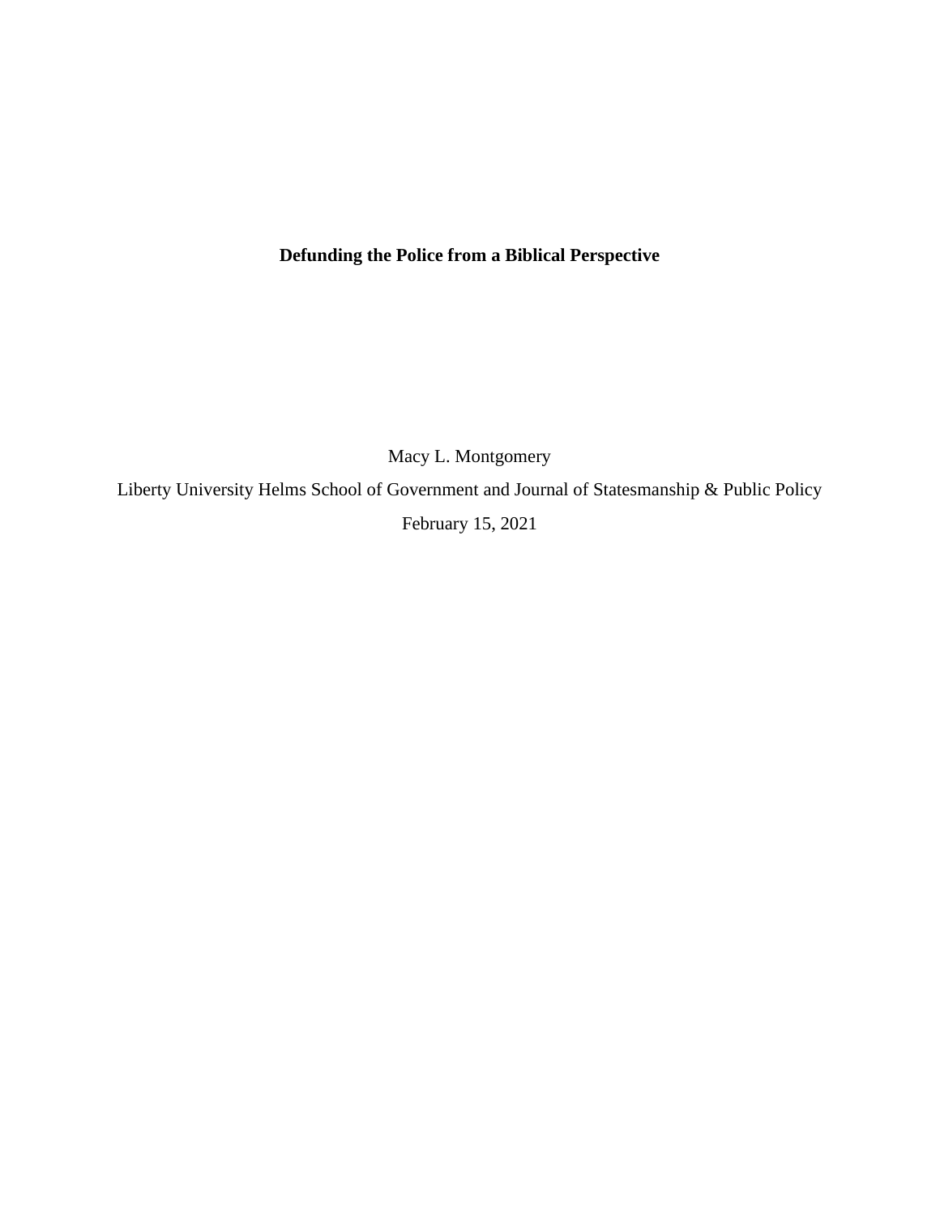# **Defunding the Police from a Biblical Perspective**

Macy L. Montgomery

Liberty University Helms School of Government and Journal of Statesmanship & Public Policy

February 15, 2021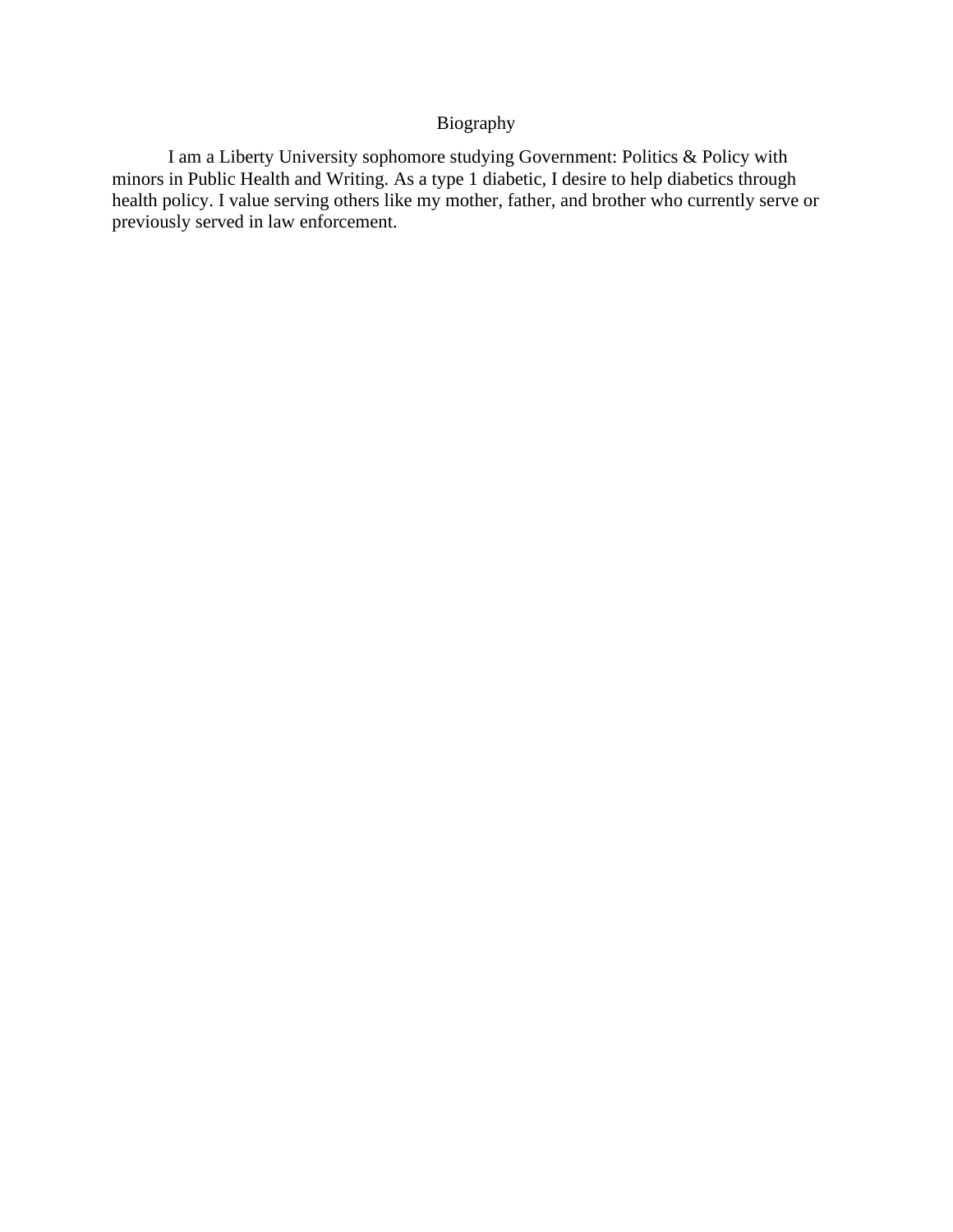# Biography

I am a Liberty University sophomore studying Government: Politics & Policy with minors in Public Health and Writing. As a type 1 diabetic, I desire to help diabetics through health policy. I value serving others like my mother, father, and brother who currently serve or previously served in law enforcement.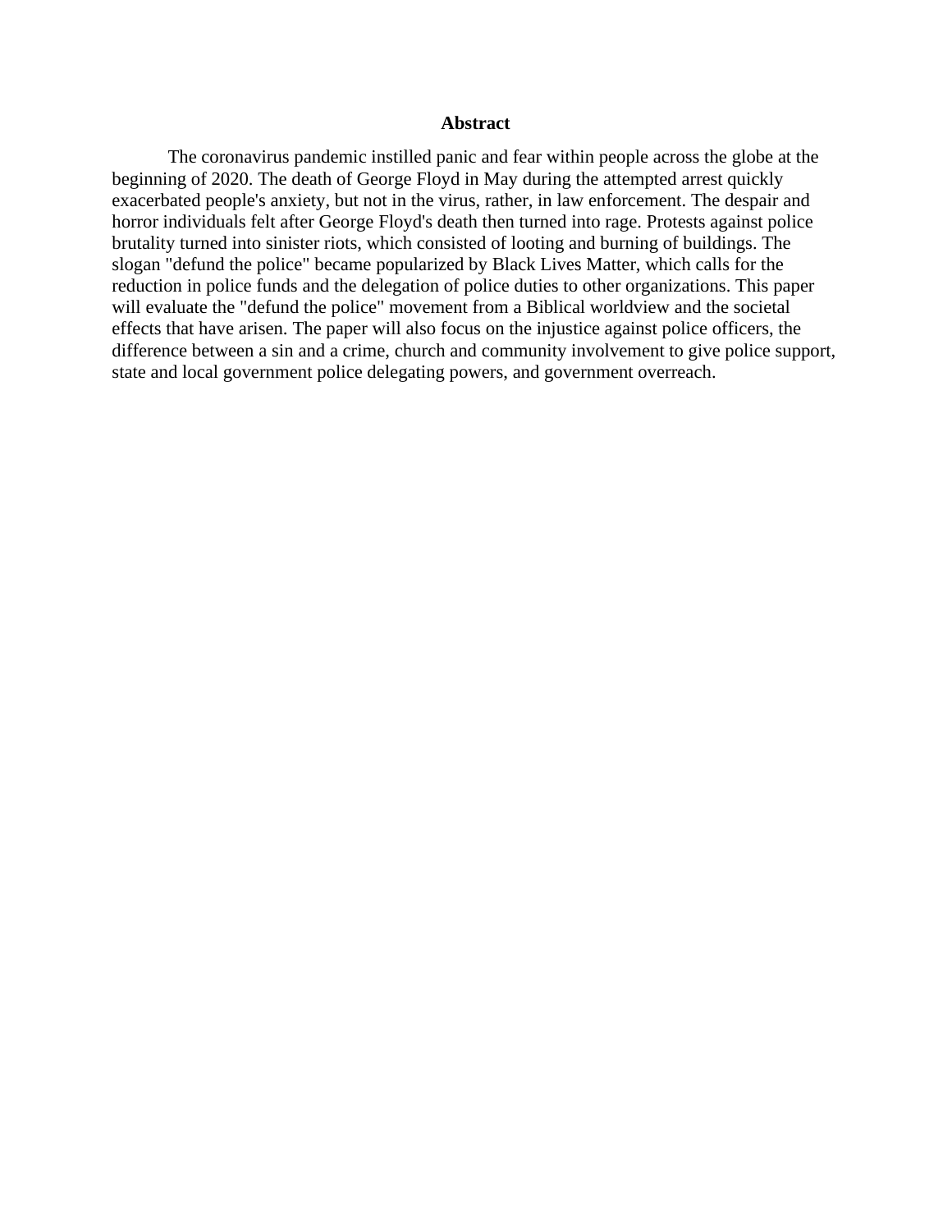## Abstract

The coronavirus pandemic instilled panic and fear within people across the globe at the beginning of 2020. The death of George Floyd in May during the attempted arrest quickly exacerbated people's anxiety, but not in the virus, rather, in law enforcement. The despair and horror individuals felt after George Floyd's death then turned into rage. Protests against police brutality turned into sinister riots, which consisted of looting and burning of buildings. The slogan "defund the police" became popularized by Black Lives Matter, which calls for the reduction in police funds and the delegation of police duties to other organizations. This paper will evaluate the "defund the police" movement from a Biblical worldview and the societal effects that have arisen. The paper will also focus on the injustice against police officers, the difference between a sin and a crime, church and community involvement to give police support, state and local government police delegating powers, and government overreach.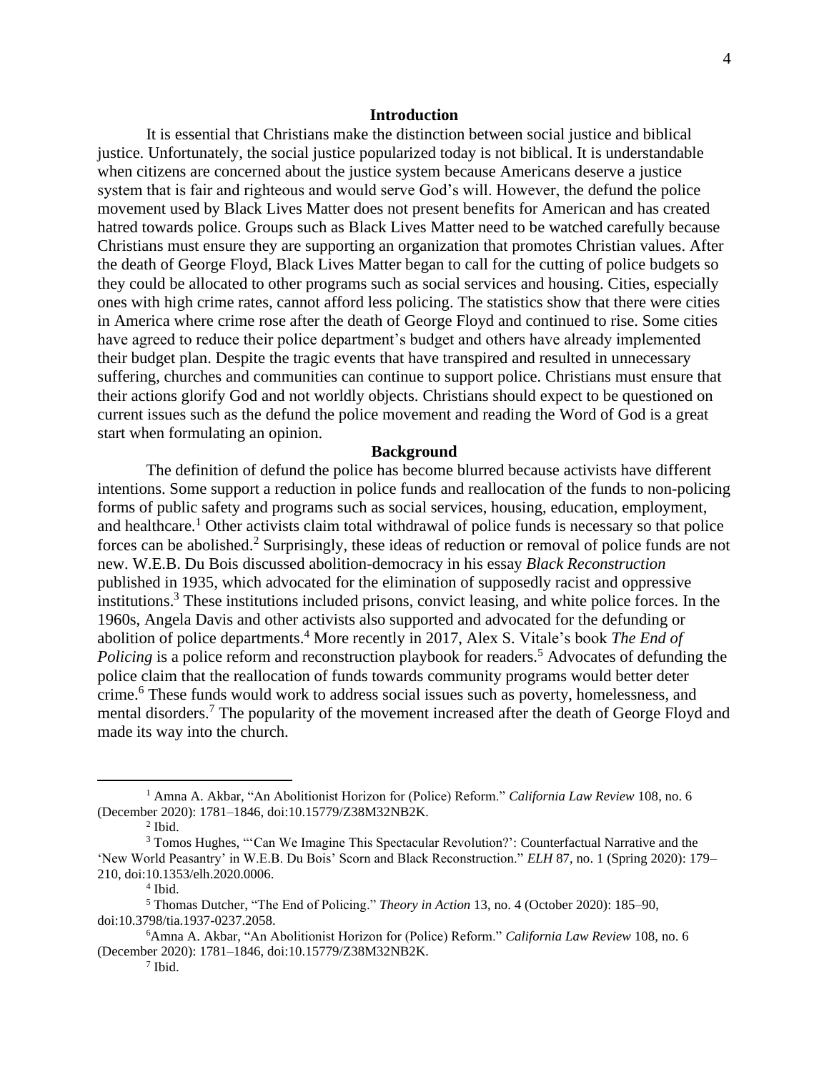## Introduction

It is essential that Christians make the distinction between social justice and biblical justice. Unfortunately, the social justice popularized today is not biblical. It is understandable when citizens are concerned about the justice system because Americans deserve a justice system that is fair and righteous and would serve God's will. However, the defund the police movement used by Black Lives Matter does not present benefits for American and has created hatred towards police. Groups such as Black Lives Matter need to be watched carefully because Christians must ensure they are supporting an organization that promotes Christian values. After the death of George Floyd, Black Lives Matter began to call for the cutting of police budgets so they could be allocated to other programs such as social services and housing. Cities, especially ones with high crime rates, cannot afford less policing. The statistics show that there were cities in America where crime rose after the death of George Floyd and continued to rise. Some cities have agreed to reduce their police department's budget and others have already implemented their budget plan. Despite the tragic events that have transpired and resulted in unnecessary suffering, churches and communities can continue to support police. Christians must ensure that their actions glorify God and not worldly objects. Christians should expect to be questioned on current issues such as the defund the police movement and reading the Word of God is a great start when formulating an opinion.

## Background

The definition of defund the police has become blurred because activists have different intentions. Some support a reduction in police funds and reallocation of the funds to non-policing forms of public safety and programs such as social services, housing, education, employment, and healthcare.[1] Other activists claim total withdrawal of police funds is necessary so that police forces can be abolished.[2] Surprisingly, these ideas of reduction or removal of police funds are not new. W.E.B. Du Bois discussed abolition-democracy in his essay *Black Reconstruction* published in 1935, which advocated for the elimination of supposedly racist and oppressive institutions.[3] These institutions included prisons, convict leasing, and white police forces. In the 1960s, Angela Davis and other activists also supported and advocated for the defunding or abolition of police departments.[4] More recently in 2017, Alex S. Vitale's book *The End of Policing* is a police reform and reconstruction playbook for readers.[5] Advocates of defunding the police claim that the reallocation of funds towards community programs would better deter crime.[6] These funds would work to address social issues such as poverty, homelessness, and mental disorders.[7] The popularity of the movement increased after the death of George Floyd and made its way into the church.

---

[1] Amna A. Akbar, "An Abolitionist Horizon for (Police) Reform." *California Law Review* 108, no. 6 (December 2020): 1781–1846, doi:10.15779/Z38M32NB2K.

[2] Ibid.

[3] Tomos Hughes, "'Can We Imagine This Spectacular Revolution?': Counterfactual Narrative and the 'New World Peasantry' in W.E.B. Du Bois' Scorn and Black Reconstruction." *ELH* 87, no. 1 (Spring 2020): 179–210, doi:10.1353/elh.2020.0006.

[4] Ibid.

[5] Thomas Dutcher, "The End of Policing." *Theory in Action* 13, no. 4 (October 2020): 185–90, doi:10.3798/tia.1937-0237.2058.

[6] Amna A. Akbar, "An Abolitionist Horizon for (Police) Reform." *California Law Review* 108, no. 6 (December 2020): 1781–1846, doi:10.15779/Z38M32NB2K.

[7] Ibid.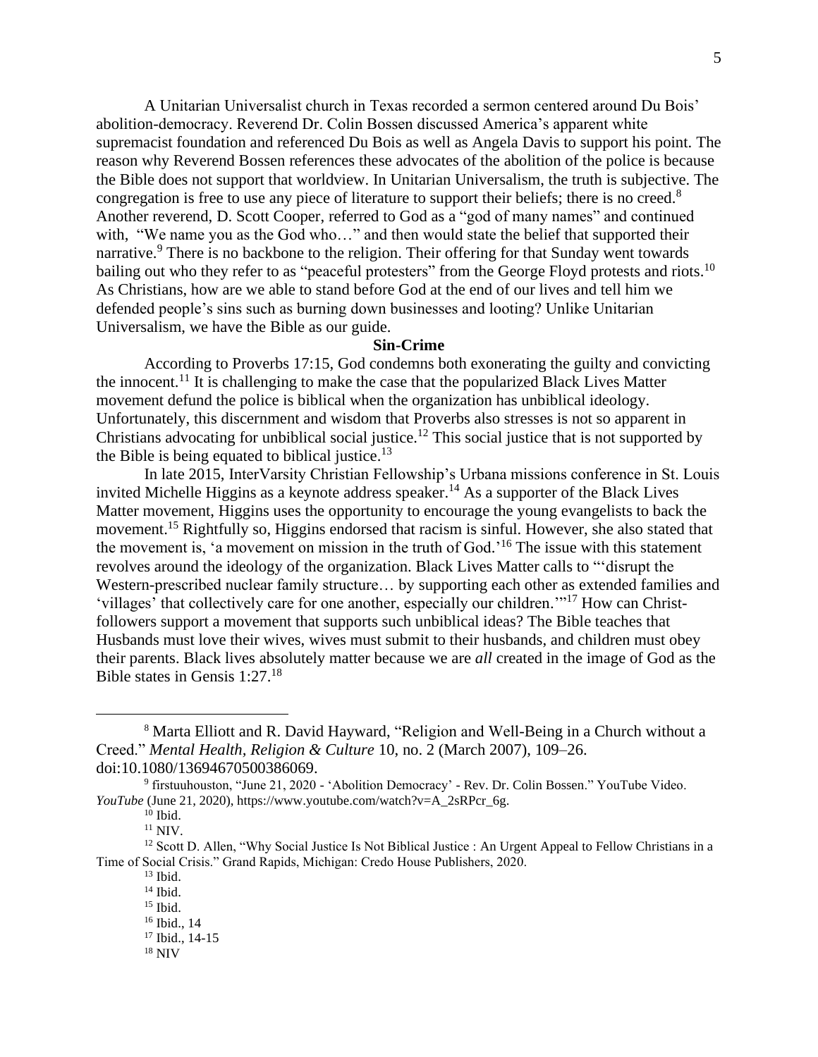A Unitarian Universalist church in Texas recorded a sermon centered around Du Bois' abolition-democracy. Reverend Dr. Colin Bossen discussed America's apparent white supremacist foundation and referenced Du Bois as well as Angela Davis to support his point. The reason why Reverend Bossen references these advocates of the abolition of the police is because the Bible does not support that worldview. In Unitarian Universalism, the truth is subjective. The congregation is free to use any piece of literature to support their beliefs; there is no creed.[8] Another reverend, D. Scott Cooper, referred to God as a "god of many names" and continued with, "We name you as the God who…" and then would state the belief that supported their narrative.[9] There is no backbone to the religion. Their offering for that Sunday went towards bailing out who they refer to as "peaceful protesters" from the George Floyd protests and riots.[10] As Christians, how are we able to stand before God at the end of our lives and tell him we defended people's sins such as burning down businesses and looting? Unlike Unitarian Universalism, we have the Bible as our guide.

**Sin-Crime**

According to Proverbs 17:15, God condemns both exonerating the guilty and convicting the innocent.[11] It is challenging to make the case that the popularized Black Lives Matter movement defund the police is biblical when the organization has unbiblical ideology. Unfortunately, this discernment and wisdom that Proverbs also stresses is not so apparent in Christians advocating for unbiblical social justice.[12] This social justice that is not supported by the Bible is being equated to biblical justice.[13]

In late 2015, InterVarsity Christian Fellowship's Urbana missions conference in St. Louis invited Michelle Higgins as a keynote address speaker.[14] As a supporter of the Black Lives Matter movement, Higgins uses the opportunity to encourage the young evangelists to back the movement.[15] Rightfully so, Higgins endorsed that racism is sinful. However, she also stated that the movement is, 'a movement on mission in the truth of God.'[16] The issue with this statement revolves around the ideology of the organization. Black Lives Matter calls to "'disrupt the Western-prescribed nuclear family structure… by supporting each other as extended families and 'villages' that collectively care for one another, especially our children.'"[17] How can Christ-followers support a movement that supports such unbiblical ideas? The Bible teaches that Husbands must love their wives, wives must submit to their husbands, and children must obey their parents. Black lives absolutely matter because we are *all* created in the image of God as the Bible states in Gensis 1:27.[18]

---

[8] Marta Elliott and R. David Hayward, "Religion and Well-Being in a Church without a Creed." *Mental Health, Religion & Culture* 10, no. 2 (March 2007), 109–26. doi:10.1080/13694670500386069.

[9] firstuuhouston, "June 21, 2020 - 'Abolition Democracy' - Rev. Dr. Colin Bossen." YouTube Video. *YouTube* (June 21, 2020), https://www.youtube.com/watch?v=A_2sRPcr_6g.

[10] Ibid.

[11] NIV.

[12] Scott D. Allen, "Why Social Justice Is Not Biblical Justice : An Urgent Appeal to Fellow Christians in a Time of Social Crisis." Grand Rapids, Michigan: Credo House Publishers, 2020.

[13] Ibid.

[14] Ibid.

[15] Ibid.

[16] Ibid., 14

[17] Ibid., 14-15

[18] NIV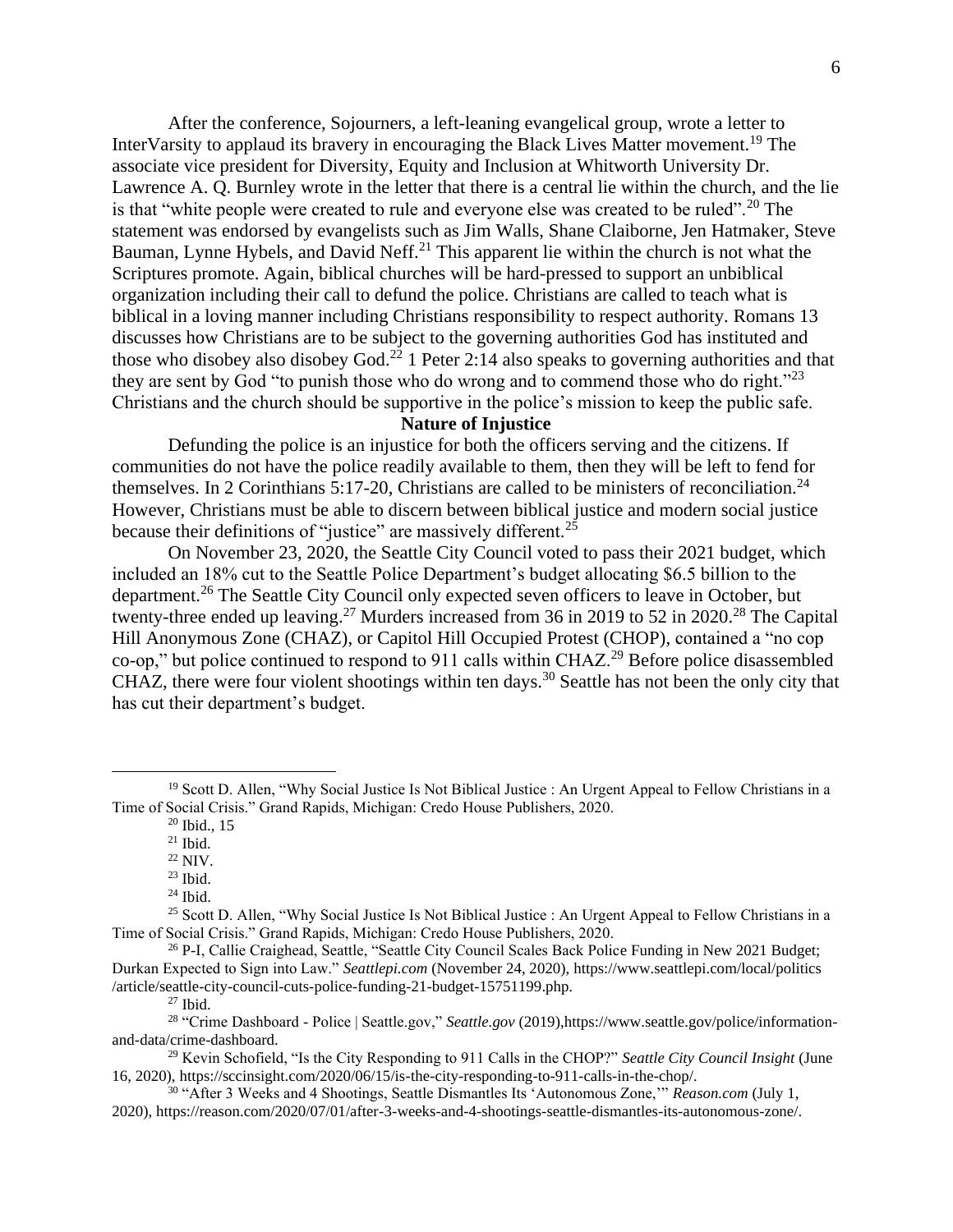After the conference, Sojourners, a left-leaning evangelical group, wrote a letter to InterVarsity to applaud its bravery in encouraging the Black Lives Matter movement.[19] The associate vice president for Diversity, Equity and Inclusion at Whitworth University Dr. Lawrence A. Q. Burnley wrote in the letter that there is a central lie within the church, and the lie is that "white people were created to rule and everyone else was created to be ruled".[20] The statement was endorsed by evangelists such as Jim Walls, Shane Claiborne, Jen Hatmaker, Steve Bauman, Lynne Hybels, and David Neff.[21] This apparent lie within the church is not what the Scriptures promote. Again, biblical churches will be hard-pressed to support an unbiblical organization including their call to defund the police. Christians are called to teach what is biblical in a loving manner including Christians responsibility to respect authority. Romans 13 discusses how Christians are to be subject to the governing authorities God has instituted and those who disobey also disobey God.[22] 1 Peter 2:14 also speaks to governing authorities and that they are sent by God "to punish those who do wrong and to commend those who do right."[23] Christians and the church should be supportive in the police's mission to keep the public safe.

**Nature of Injustice**

Defunding the police is an injustice for both the officers serving and the citizens. If communities do not have the police readily available to them, then they will be left to fend for themselves. In 2 Corinthians 5:17-20, Christians are called to be ministers of reconciliation.[24] However, Christians must be able to discern between biblical justice and modern social justice because their definitions of "justice" are massively different.[25]

On November 23, 2020, the Seattle City Council voted to pass their 2021 budget, which included an 18% cut to the Seattle Police Department's budget allocating $6.5 billion to the department.[26] The Seattle City Council only expected seven officers to leave in October, but twenty-three ended up leaving.[27] Murders increased from 36 in 2019 to 52 in 2020.[28] The Capital Hill Anonymous Zone (CHAZ), or Capitol Hill Occupied Protest (CHOP), contained a "no cop co-op," but police continued to respond to 911 calls within CHAZ.[29] Before police disassembled CHAZ, there were four violent shootings within ten days.[30] Seattle has not been the only city that has cut their department's budget.

---

[19] Scott D. Allen, "Why Social Justice Is Not Biblical Justice : An Urgent Appeal to Fellow Christians in a Time of Social Crisis." Grand Rapids, Michigan: Credo House Publishers, 2020.

[20] Ibid., 15

[21] Ibid.

[22] NIV.

[23] Ibid.

[24] Ibid.

[25] Scott D. Allen, "Why Social Justice Is Not Biblical Justice : An Urgent Appeal to Fellow Christians in a Time of Social Crisis." Grand Rapids, Michigan: Credo House Publishers, 2020.

[26] P-I, Callie Craighead, Seattle, "Seattle City Council Scales Back Police Funding in New 2021 Budget; Durkan Expected to Sign into Law." *Seattlepi.com* (November 24, 2020), https://www.seattlepi.com/local/politics /article/seattle-city-council-cuts-police-funding-21-budget-15751199.php.

[27] Ibid.

[28] "Crime Dashboard - Police | Seattle.gov," *Seattle.gov* (2019),https://www.seattle.gov/police/information-and-data/crime-dashboard.

[29] Kevin Schofield, "Is the City Responding to 911 Calls in the CHOP?" *Seattle City Council Insight* (June 16, 2020), https://sccinsight.com/2020/06/15/is-the-city-responding-to-911-calls-in-the-chop/.

[30] "After 3 Weeks and 4 Shootings, Seattle Dismantles Its 'Autonomous Zone,'" *Reason.com* (July 1, 2020), https://reason.com/2020/07/01/after-3-weeks-and-4-shootings-seattle-dismantles-its-autonomous-zone/.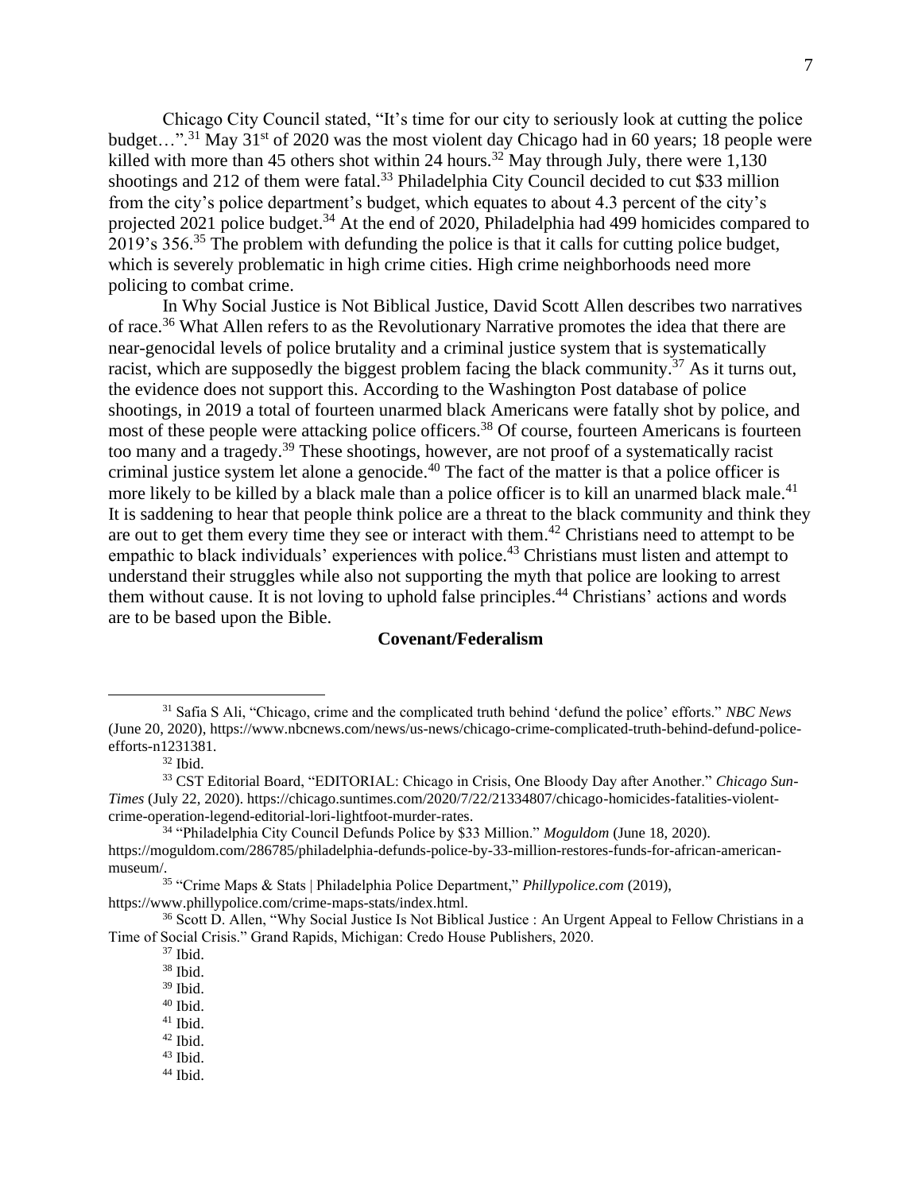Chicago City Council stated, "It's time for our city to seriously look at cutting the police budget…".[31] May 31st of 2020 was the most violent day Chicago had in 60 years; 18 people were killed with more than 45 others shot within 24 hours.[32] May through July, there were 1,130 shootings and 212 of them were fatal.[33] Philadelphia City Council decided to cut $33 million from the city's police department's budget, which equates to about 4.3 percent of the city's projected 2021 police budget.[34] At the end of 2020, Philadelphia had 499 homicides compared to 2019's 356.[35] The problem with defunding the police is that it calls for cutting police budget, which is severely problematic in high crime cities. High crime neighborhoods need more policing to combat crime.

In Why Social Justice is Not Biblical Justice, David Scott Allen describes two narratives of race.[36] What Allen refers to as the Revolutionary Narrative promotes the idea that there are near-genocidal levels of police brutality and a criminal justice system that is systematically racist, which are supposedly the biggest problem facing the black community.[37] As it turns out, the evidence does not support this. According to the Washington Post database of police shootings, in 2019 a total of fourteen unarmed black Americans were fatally shot by police, and most of these people were attacking police officers.[38] Of course, fourteen Americans is fourteen too many and a tragedy.[39] These shootings, however, are not proof of a systematically racist criminal justice system let alone a genocide.[40] The fact of the matter is that a police officer is more likely to be killed by a black male than a police officer is to kill an unarmed black male.[41] It is saddening to hear that people think police are a threat to the black community and think they are out to get them every time they see or interact with them.[42] Christians need to attempt to be empathic to black individuals' experiences with police.[43] Christians must listen and attempt to understand their struggles while also not supporting the myth that police are looking to arrest them without cause. It is not loving to uphold false principles.[44] Christians' actions and words are to be based upon the Bible.

## Covenant/Federalism

---

[31] Safia S Ali, "Chicago, crime and the complicated truth behind 'defund the police' efforts." *NBC News* (June 20, 2020), https://www.nbcnews.com/news/us-news/chicago-crime-complicated-truth-behind-defund-police-efforts-n1231381.

[32] Ibid.

[33] CST Editorial Board, "EDITORIAL: Chicago in Crisis, One Bloody Day after Another." *Chicago Sun-Times* (July 22, 2020). https://chicago.suntimes.com/2020/7/22/21334807/chicago-homicides-fatalities-violent-crime-operation-legend-editorial-lori-lightfoot-murder-rates.

[34] "Philadelphia City Council Defunds Police by $33 Million." *Moguldom* (June 18, 2020). https://moguldom.com/286785/philadelphia-defunds-police-by-33-million-restores-funds-for-african-american-museum/.

[35] "Crime Maps & Stats | Philadelphia Police Department," *Phillypolice.com* (2019), https://www.phillypolice.com/crime-maps-stats/index.html.

[36] Scott D. Allen, "Why Social Justice Is Not Biblical Justice : An Urgent Appeal to Fellow Christians in a Time of Social Crisis." Grand Rapids, Michigan: Credo House Publishers, 2020.

[37] Ibid.

[38] Ibid.

[39] Ibid.

[40] Ibid.

[41] Ibid.

[42] Ibid.

[43] Ibid.

[44] Ibid.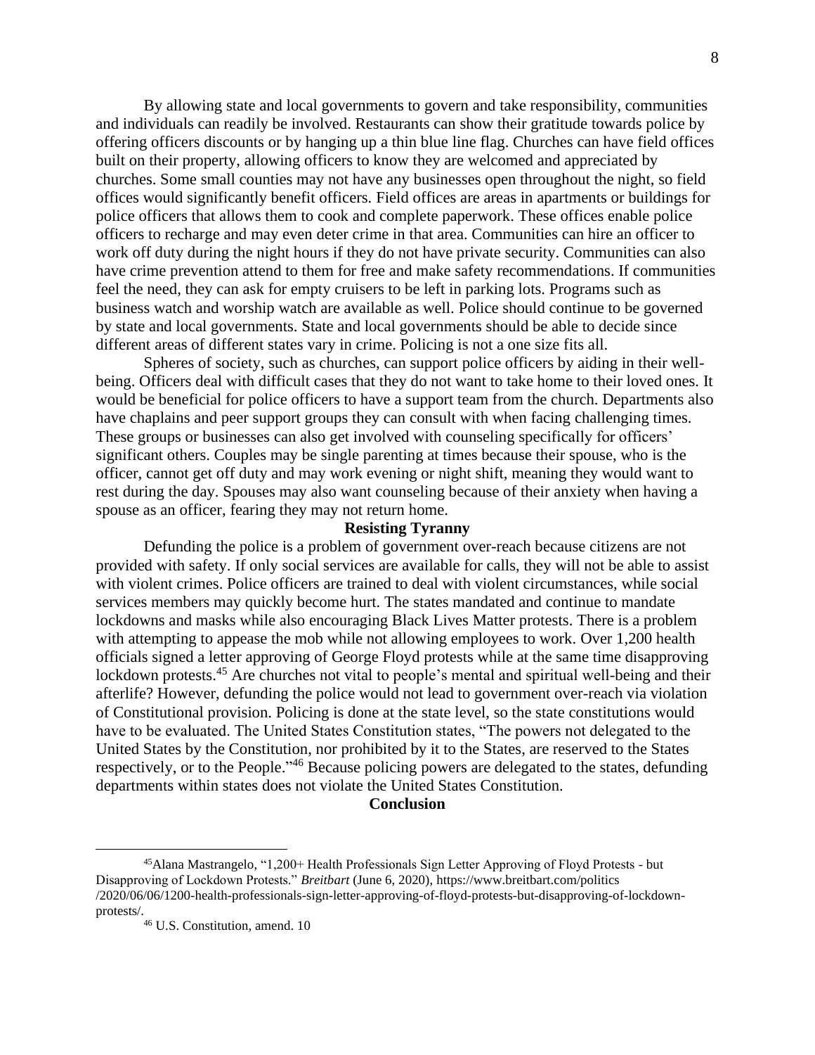By allowing state and local governments to govern and take responsibility, communities and individuals can readily be involved. Restaurants can show their gratitude towards police by offering officers discounts or by hanging up a thin blue line flag. Churches can have field offices built on their property, allowing officers to know they are welcomed and appreciated by churches. Some small counties may not have any businesses open throughout the night, so field offices would significantly benefit officers. Field offices are areas in apartments or buildings for police officers that allows them to cook and complete paperwork. These offices enable police officers to recharge and may even deter crime in that area. Communities can hire an officer to work off duty during the night hours if they do not have private security. Communities can also have crime prevention attend to them for free and make safety recommendations. If communities feel the need, they can ask for empty cruisers to be left in parking lots. Programs such as business watch and worship watch are available as well. Police should continue to be governed by state and local governments. State and local governments should be able to decide since different areas of different states vary in crime. Policing is not a one size fits all.

Spheres of society, such as churches, can support police officers by aiding in their well-being. Officers deal with difficult cases that they do not want to take home to their loved ones. It would be beneficial for police officers to have a support team from the church. Departments also have chaplains and peer support groups they can consult with when facing challenging times. These groups or businesses can also get involved with counseling specifically for officers' significant others. Couples may be single parenting at times because their spouse, who is the officer, cannot get off duty and may work evening or night shift, meaning they would want to rest during the day. Spouses may also want counseling because of their anxiety when having a spouse as an officer, fearing they may not return home.

## Resisting Tyranny

Defunding the police is a problem of government over-reach because citizens are not provided with safety. If only social services are available for calls, they will not be able to assist with violent crimes. Police officers are trained to deal with violent circumstances, while social services members may quickly become hurt. The states mandated and continue to mandate lockdowns and masks while also encouraging Black Lives Matter protests. There is a problem with attempting to appease the mob while not allowing employees to work. Over 1,200 health officials signed a letter approving of George Floyd protests while at the same time disapproving lockdown protests.[45] Are churches not vital to people's mental and spiritual well-being and their afterlife? However, defunding the police would not lead to government over-reach via violation of Constitutional provision. Policing is done at the state level, so the state constitutions would have to be evaluated. The United States Constitution states, "The powers not delegated to the United States by the Constitution, nor prohibited by it to the States, are reserved to the States respectively, or to the People."[46] Because policing powers are delegated to the states, defunding departments within states does not violate the United States Constitution.

## Conclusion

---

[45] Alana Mastrangelo, "1,200+ Health Professionals Sign Letter Approving of Floyd Protests - but Disapproving of Lockdown Protests." *Breitbart* (June 6, 2020), https://www.breitbart.com/politics/2020/06/06/1200-health-professionals-sign-letter-approving-of-floyd-protests-but-disapproving-of-lockdown-protests/.

[46] U.S. Constitution, amend. 10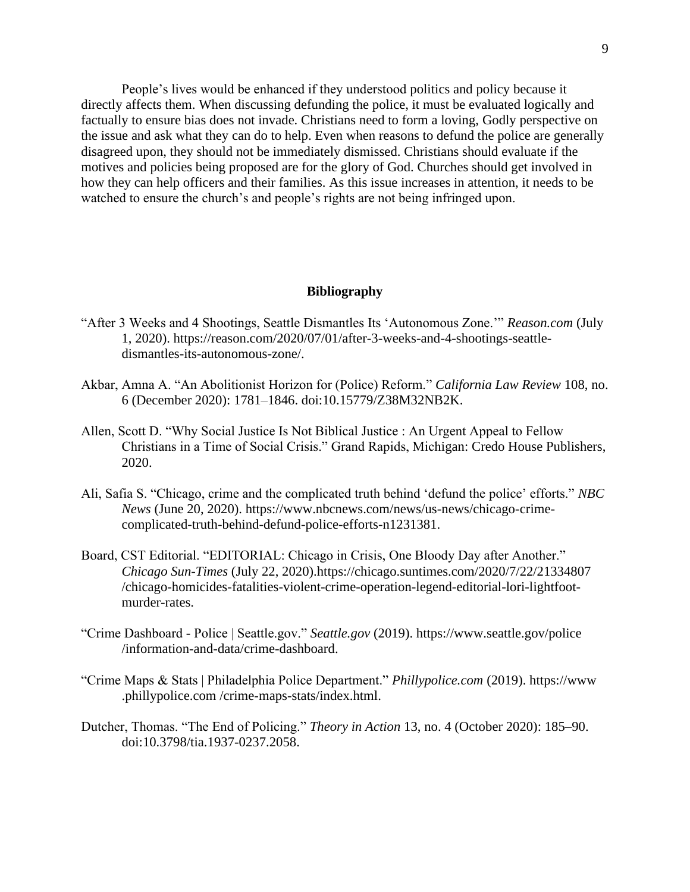People's lives would be enhanced if they understood politics and policy because it directly affects them. When discussing defunding the police, it must be evaluated logically and factually to ensure bias does not invade. Christians need to form a loving, Godly perspective on the issue and ask what they can do to help. Even when reasons to defund the police are generally disagreed upon, they should not be immediately dismissed. Christians should evaluate if the motives and policies being proposed are for the glory of God. Churches should get involved in how they can help officers and their families. As this issue increases in attention, it needs to be watched to ensure the church's and people's rights are not being infringed upon.

## Bibliography

"After 3 Weeks and 4 Shootings, Seattle Dismantles Its 'Autonomous Zone.'" *Reason.com* (July 1, 2020). https://reason.com/2020/07/01/after-3-weeks-and-4-shootings-seattle-dismantles-its-autonomous-zone/.

Akbar, Amna A. "An Abolitionist Horizon for (Police) Reform." *California Law Review* 108, no. 6 (December 2020): 1781–1846. doi:10.15779/Z38M32NB2K.

Allen, Scott D. "Why Social Justice Is Not Biblical Justice : An Urgent Appeal to Fellow Christians in a Time of Social Crisis." Grand Rapids, Michigan: Credo House Publishers, 2020.

Ali, Safia S. "Chicago, crime and the complicated truth behind 'defund the police' efforts." *NBC News* (June 20, 2020). https://www.nbcnews.com/news/us-news/chicago-crime-complicated-truth-behind-defund-police-efforts-n1231381.

Board, CST Editorial. "EDITORIAL: Chicago in Crisis, One Bloody Day after Another." *Chicago Sun-Times* (July 22, 2020).https://chicago.suntimes.com/2020/7/22/21334807 /chicago-homicides-fatalities-violent-crime-operation-legend-editorial-lori-lightfoot-murder-rates.

"Crime Dashboard - Police | Seattle.gov." *Seattle.gov* (2019). https://www.seattle.gov/police /information-and-data/crime-dashboard.

"Crime Maps & Stats | Philadelphia Police Department." *Phillypolice.com* (2019). https://www .phillypolice.com /crime-maps-stats/index.html.

Dutcher, Thomas. "The End of Policing." *Theory in Action* 13, no. 4 (October 2020): 185–90. doi:10.3798/tia.1937-0237.2058.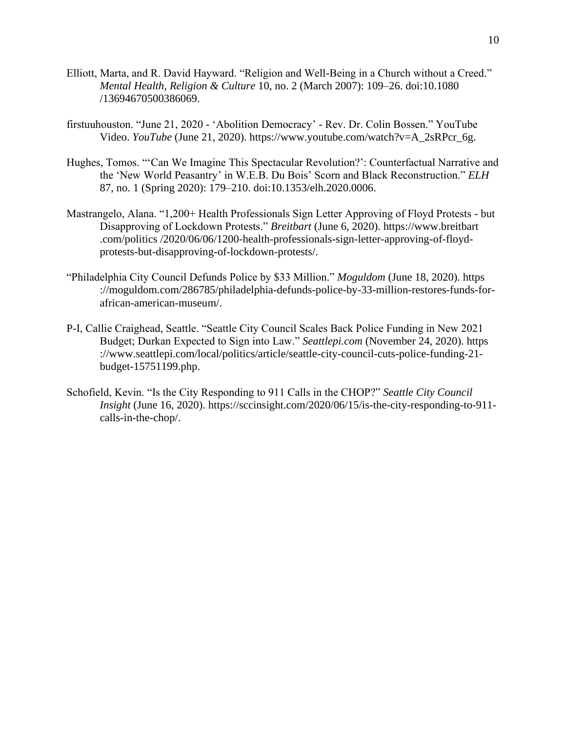Elliott, Marta, and R. David Hayward. "Religion and Well-Being in a Church without a Creed." *Mental Health, Religion & Culture* 10, no. 2 (March 2007): 109–26. doi:10.1080/13694670500386069.

firstuuhouston. "June 21, 2020 - 'Abolition Democracy' - Rev. Dr. Colin Bossen." YouTube Video. *YouTube* (June 21, 2020). https://www.youtube.com/watch?v=A_2sRPcr_6g.

Hughes, Tomos. "'Can We Imagine This Spectacular Revolution?': Counterfactual Narrative and the 'New World Peasantry' in W.E.B. Du Bois' Scorn and Black Reconstruction." *ELH* 87, no. 1 (Spring 2020): 179–210. doi:10.1353/elh.2020.0006.

Mastrangelo, Alana. "1,200+ Health Professionals Sign Letter Approving of Floyd Protests - but Disapproving of Lockdown Protests." *Breitbart* (June 6, 2020). https://www.breitbart.com/politics /2020/06/06/1200-health-professionals-sign-letter-approving-of-floyd-protests-but-disapproving-of-lockdown-protests/.

"Philadelphia City Council Defunds Police by $33 Million." *Moguldom* (June 18, 2020). https://moguldom.com/286785/philadelphia-defunds-police-by-33-million-restores-funds-for-african-american-museum/.

P-I, Callie Craighead, Seattle. "Seattle City Council Scales Back Police Funding in New 2021 Budget; Durkan Expected to Sign into Law." *Seattlepi.com* (November 24, 2020). https://www.seattlepi.com/local/politics/article/seattle-city-council-cuts-police-funding-21-budget-15751199.php.

Schofield, Kevin. "Is the City Responding to 911 Calls in the CHOP?" *Seattle City Council Insight* (June 16, 2020). https://sccinsight.com/2020/06/15/is-the-city-responding-to-911-calls-in-the-chop/.